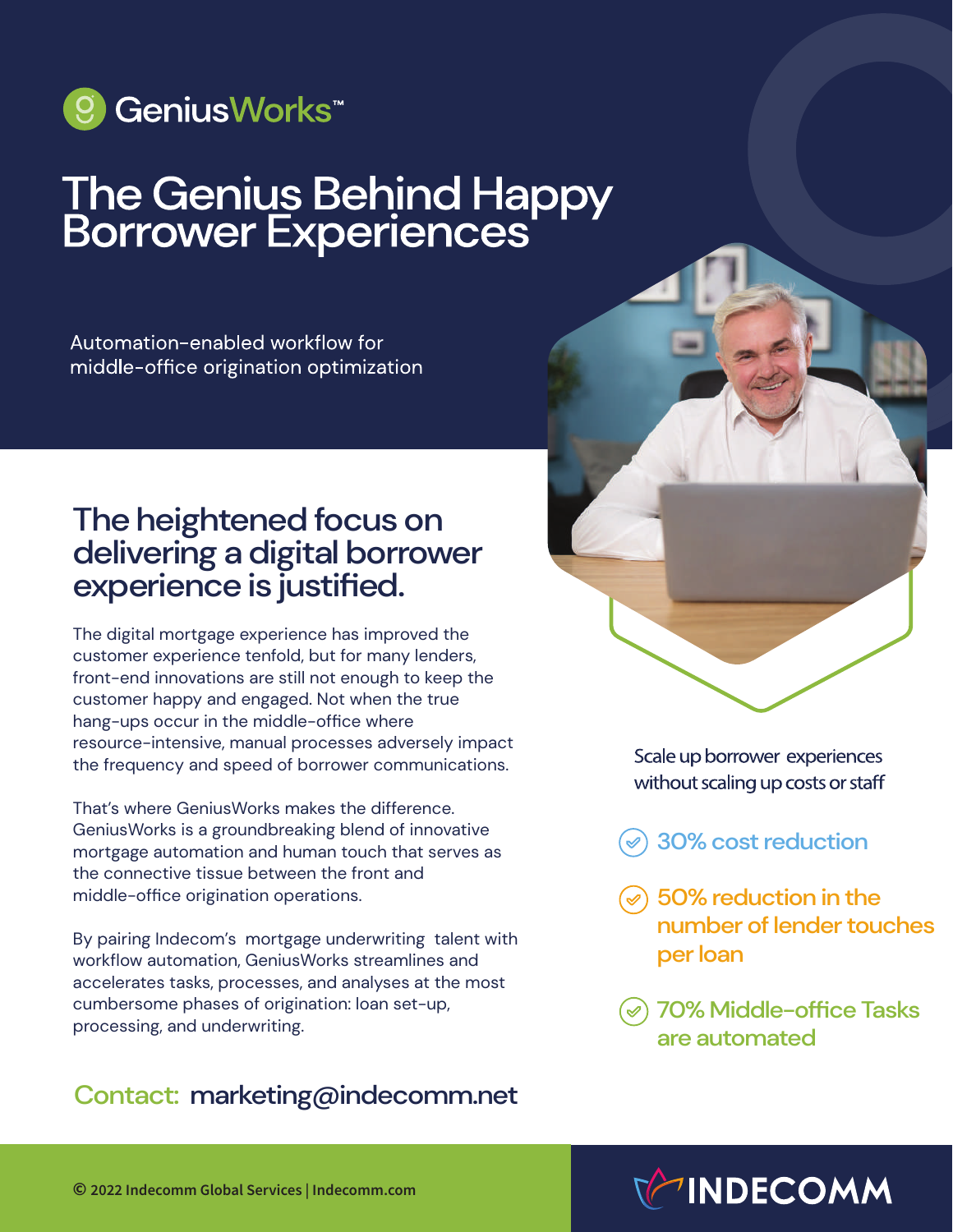GeniusWorks™

# The Genius Behind Happy Borrower Experiences

Automation-enabled workflow for middle-office origination optimization

## The heightened focus on delivering a digital borrower experience is justified.

The digital mortgage experience has improved the customer experience tenfold, but for many lenders, front-end innovations are still not enough to keep the customer happy and engaged. Not when the true hang-ups occur in the middle-office where resource-intensive, manual processes adversely impact the frequency and speed of borrower communications.

That's where GeniusWorks makes the difference. GeniusWorks is a groundbreaking blend of innovative mortgage automation and human touch that serves as the connective tissue between the front and middle-office origination operations.

By pairing Indecom's mortgage underwriting talent with workflow automation, GeniusWorks streamlines and accelerates tasks, processes, and analyses at the most cumbersome phases of origination: loan set-up, processing, and underwriting.

Scale up borrower experiences without scaling up costs or staff

- 30% cost reduction
- 50% reduction in the number of lender touches per loan
- 70% Middle-office Tasks are automated

**Contact:** marketing@indecomm.net

© 2022 Indecomm Global Services | Indecomm.com

INDECOMM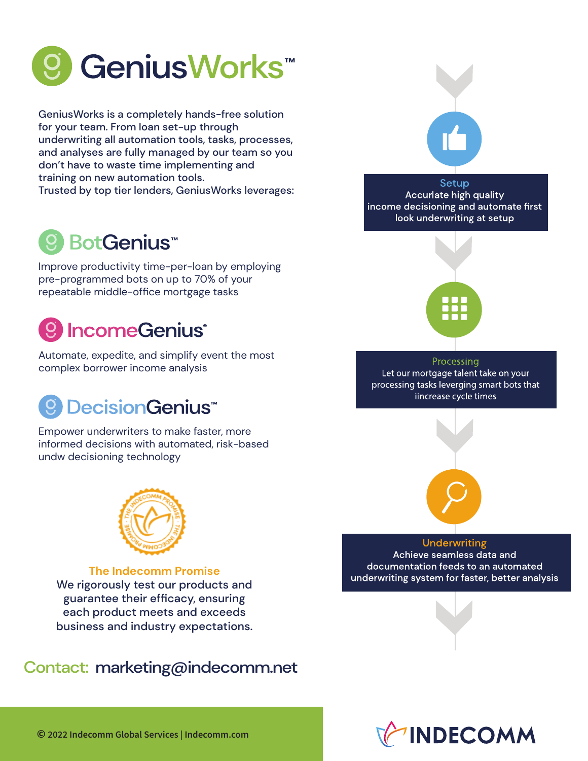# GeniusWorks™

GeniusWorks is a completely hands-free solution for your team. From loan set-up through underwriting all automation tools, tasks, processes, and analyses are fully managed by our team so you don't have to waste time implementing and training on new automation tools.
Trusted by top tier lenders, GeniusWorks leverages:

## BotGenius™

Improve productivity time-per-loan by employing pre-programmed bots on up to 70% of your repeatable middle-office mortgage tasks

## IncomeGenius®

Automate, expedite, and simplify event the most complex borrower income analysis

## DecisionGenius™

Empower underwriters to make faster, more informed decisions with automated, risk-based undw decisioning technology

THE INDECOMM PROMISE

**The Indecomm Promise**

We rigorously test our products and guarantee their efficacy, ensuring each product meets and exceeds business and industry expectations.

**Contact:** marketing@indecomm.net

**Setup**
Accurlate high quality income decisioning and automate first look underwriting at setup

**Processing**
Let our mortgage talent take on your processing tasks leverging smart bots that iincrease cycle times

**Underwriting**
Achieve seamless data and documentation feeds to an automated underwriting system for faster, better analysis

© 2022 Indecomm Global Services | Indecomm.com

INDECOMM